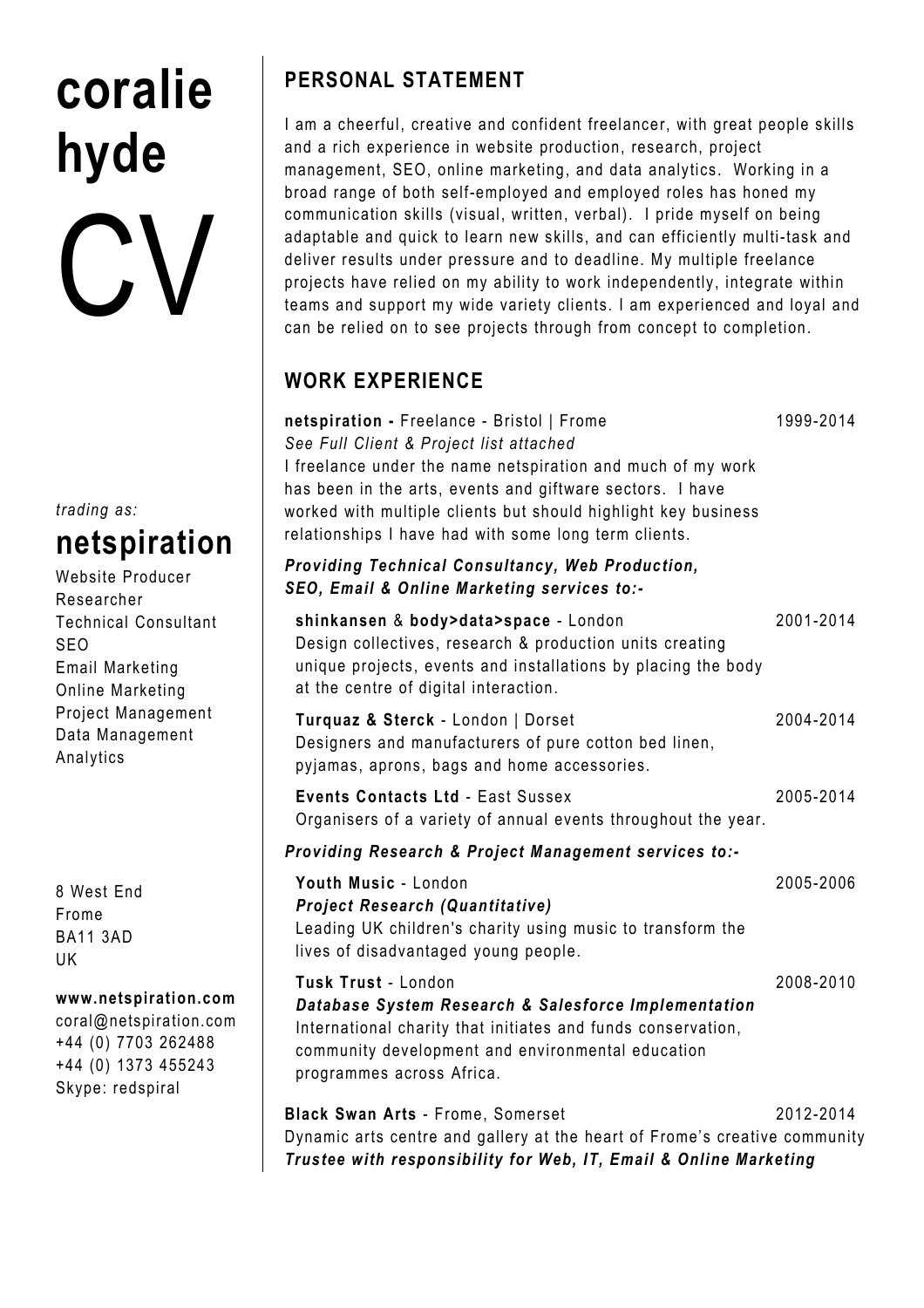# coralie hyde CV

*trading as:*

## netspiration

Website Producer
Researcher
Technical Consultant
SEO
Email Marketing
Online Marketing
Project Management
Data Management
Analytics

8 West End
Frome
BA11 3AD
UK

**www.netspiration.com**
coral@netspiration.com
+44 (0) 7703 262488
+44 (0) 1373 455243
Skype: redspiral

## PERSONAL STATEMENT

I am a cheerful, creative and confident freelancer, with great people skills and a rich experience in website production, research, project management, SEO, online marketing, and data analytics. Working in a broad range of both self-employed and employed roles has honed my communication skills (visual, written, verbal). I pride myself on being adaptable and quick to learn new skills, and can efficiently multi-task and deliver results under pressure and to deadline. My multiple freelance projects have relied on my ability to work independently, integrate within teams and support my wide variety clients. I am experienced and loyal and can be relied on to see projects through from concept to completion.

## WORK EXPERIENCE

**netspiration -** Freelance - Bristol | Frome — 1999-2014
*See Full Client & Project list attached*
I freelance under the name netspiration and much of my work has been in the arts, events and giftware sectors. I have worked with multiple clients but should highlight key business relationships I have had with some long term clients.

***Providing Technical Consultancy, Web Production, SEO, Email & Online Marketing services to:-***

**shinkansen** & **body>data>space** - London — 2001-2014
Design collectives, research & production units creating unique projects, events and installations by placing the body at the centre of digital interaction.

**Turquaz & Sterck** - London | Dorset — 2004-2014
Designers and manufacturers of pure cotton bed linen, pyjamas, aprons, bags and home accessories.

**Events Contacts Ltd** - East Sussex — 2005-2014
Organisers of a variety of annual events throughout the year.

***Providing Research & Project Management services to:-***

**Youth Music** - London — 2005-2006
***Project Research (Quantitative)***
Leading UK children's charity using music to transform the lives of disadvantaged young people.

**Tusk Trust** - London — 2008-2010
***Database System Research & Salesforce Implementation***
International charity that initiates and funds conservation, community development and environmental education programmes across Africa.

**Black Swan Arts** - Frome, Somerset — 2012-2014
Dynamic arts centre and gallery at the heart of Frome's creative community
***Trustee with responsibility for Web, IT, Email & Online Marketing***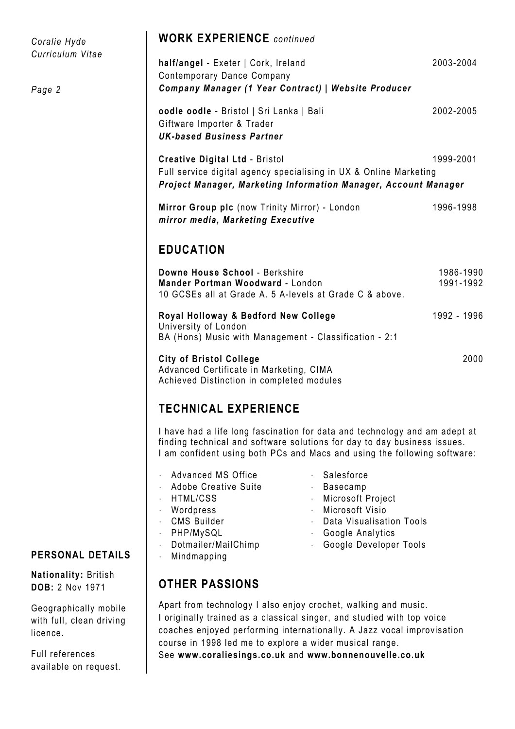## WORK EXPERIENCE *continued*

**half/angel** - Exeter | Cork, Ireland — 2003-2004
Contemporary Dance Company
***Company Manager (1 Year Contract) | Website Producer***

**oodle oodle** - Bristol | Sri Lanka | Bali — 2002-2005
Giftware Importer & Trader
***UK-based Business Partner***

**Creative Digital Ltd** - Bristol — 1999-2001
Full service digital agency specialising in UX & Online Marketing
***Project Manager, Marketing Information Manager, Account Manager***

**Mirror Group plc** (now Trinity Mirror) - London — 1996-1998
***mirror media, Marketing Executive***

## EDUCATION

**Downe House School** - Berkshire — 1986-1990
**Mander Portman Woodward** - London — 1991-1992
10 GCSEs all at Grade A. 5 A-levels at Grade C & above.

**Royal Holloway & Bedford New College** — 1992 - 1996
University of London
BA (Hons) Music with Management - Classification - 2:1

**City of Bristol College** — 2000
Advanced Certificate in Marketing, CIMA
Achieved Distinction in completed modules

## TECHNICAL EXPERIENCE

I have had a life long fascination for data and technology and am adept at finding technical and software solutions for day to day business issues. I am confident using both PCs and Macs and using the following software:

- Advanced MS Office
- Adobe Creative Suite
- HTML/CSS
- Wordpress
- CMS Builder
- PHP/MySQL
- Dotmailer/MailChimp
- Mindmapping
- Salesforce
- Basecamp
- Microsoft Project
- Microsoft Visio
- Data Visualisation Tools
- Google Analytics
- Google Developer Tools

## OTHER PASSIONS

Apart from technology I also enjoy crochet, walking and music. I originally trained as a classical singer, and studied with top voice coaches enjoyed performing internationally. A Jazz vocal improvisation course in 1998 led me to explore a wider musical range.
See **www.coraliesings.co.uk** and **www.bonnenouvelle.co.uk**

## PERSONAL DETAILS

**Nationality:** British
**DOB:** 2 Nov 1971

Geographically mobile with full, clean driving licence.

Full references available on request.